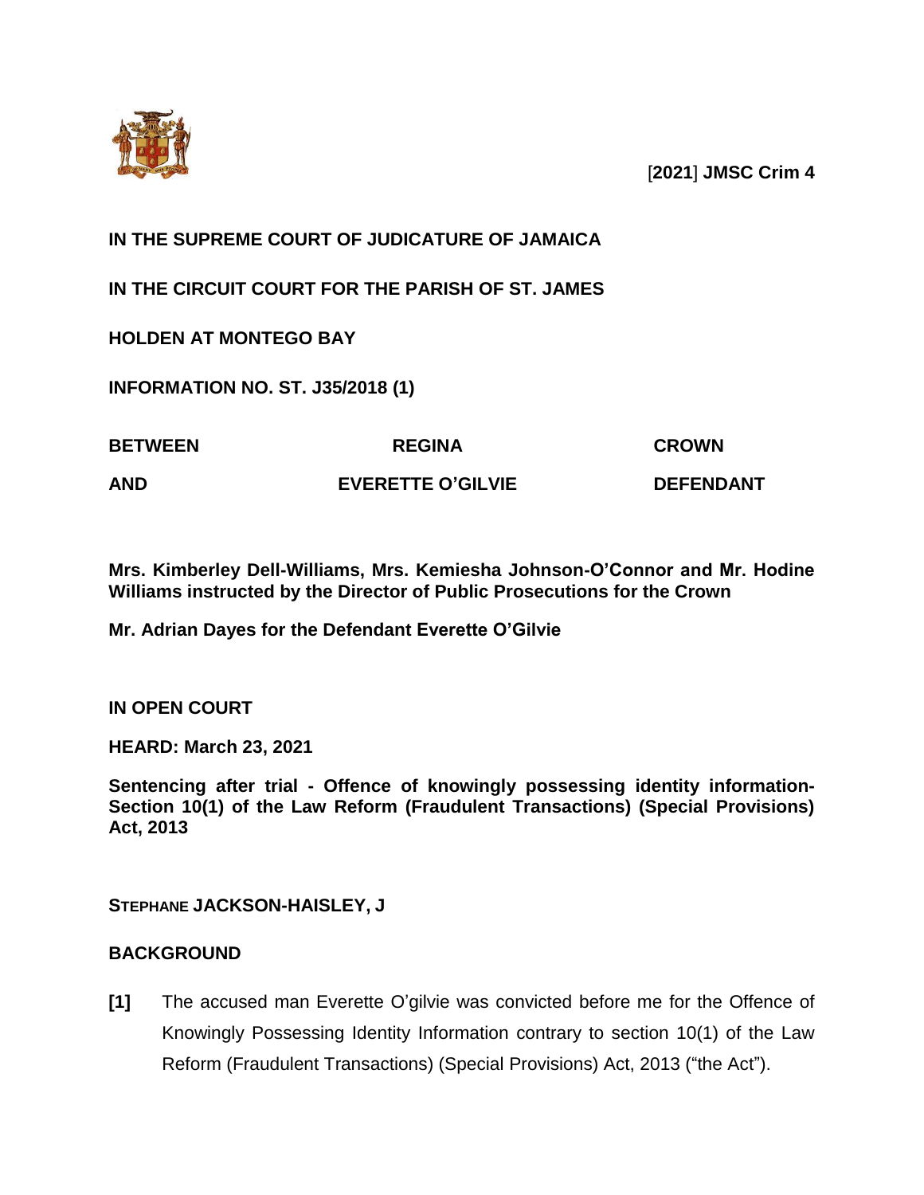[**2021**] **JMSC Crim 4**

**IN THE SUPREME COURT OF JUDICATURE OF JAMAICA**

**IN THE CIRCUIT COURT FOR THE PARISH OF ST. JAMES**

**HOLDEN AT MONTEGO BAY**

**INFORMATION NO. ST. J35/2018 (1)**

| | | |
|---|---|---|
| **BETWEEN** | **REGINA** | **CROWN** |
| **AND** | **EVERETTE O'GILVIE** | **DEFENDANT** |

**Mrs. Kimberley Dell-Williams, Mrs. Kemiesha Johnson-O'Connor and Mr. Hodine Williams instructed by the Director of Public Prosecutions for the Crown**

**Mr. Adrian Dayes for the Defendant Everette O'Gilvie**

**IN OPEN COURT**

**HEARD: March 23, 2021**

**Sentencing after trial - Offence of knowingly possessing identity information- Section 10(1) of the Law Reform (Fraudulent Transactions) (Special Provisions) Act, 2013**

**STEPHANE JACKSON-HAISLEY, J**

## BACKGROUND

**[1]** The accused man Everette O'gilvie was convicted before me for the Offence of Knowingly Possessing Identity Information contrary to section 10(1) of the Law Reform (Fraudulent Transactions) (Special Provisions) Act, 2013 ("the Act").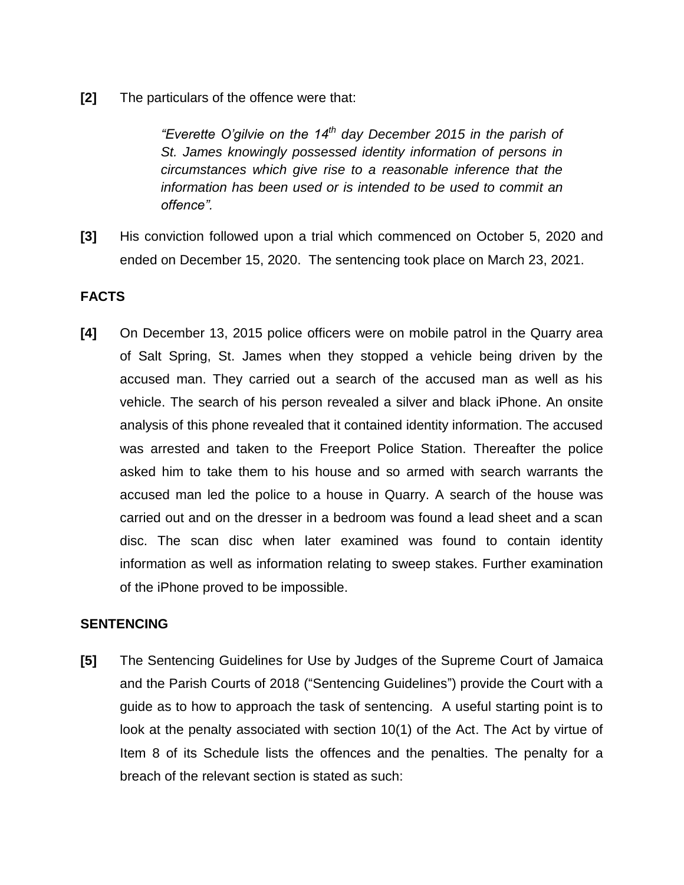**[2]** The particulars of the offence were that:

> *"Everette O'gilvie on the 14th day December 2015 in the parish of St. James knowingly possessed identity information of persons in circumstances which give rise to a reasonable inference that the information has been used or is intended to be used to commit an offence".*

**[3]** His conviction followed upon a trial which commenced on October 5, 2020 and ended on December 15, 2020. The sentencing took place on March 23, 2021.

**FACTS**

**[4]** On December 13, 2015 police officers were on mobile patrol in the Quarry area of Salt Spring, St. James when they stopped a vehicle being driven by the accused man. They carried out a search of the accused man as well as his vehicle. The search of his person revealed a silver and black iPhone. An onsite analysis of this phone revealed that it contained identity information. The accused was arrested and taken to the Freeport Police Station. Thereafter the police asked him to take them to his house and so armed with search warrants the accused man led the police to a house in Quarry. A search of the house was carried out and on the dresser in a bedroom was found a lead sheet and a scan disc. The scan disc when later examined was found to contain identity information as well as information relating to sweep stakes. Further examination of the iPhone proved to be impossible.

**SENTENCING**

**[5]** The Sentencing Guidelines for Use by Judges of the Supreme Court of Jamaica and the Parish Courts of 2018 ("Sentencing Guidelines") provide the Court with a guide as to how to approach the task of sentencing. A useful starting point is to look at the penalty associated with section 10(1) of the Act. The Act by virtue of Item 8 of its Schedule lists the offences and the penalties. The penalty for a breach of the relevant section is stated as such: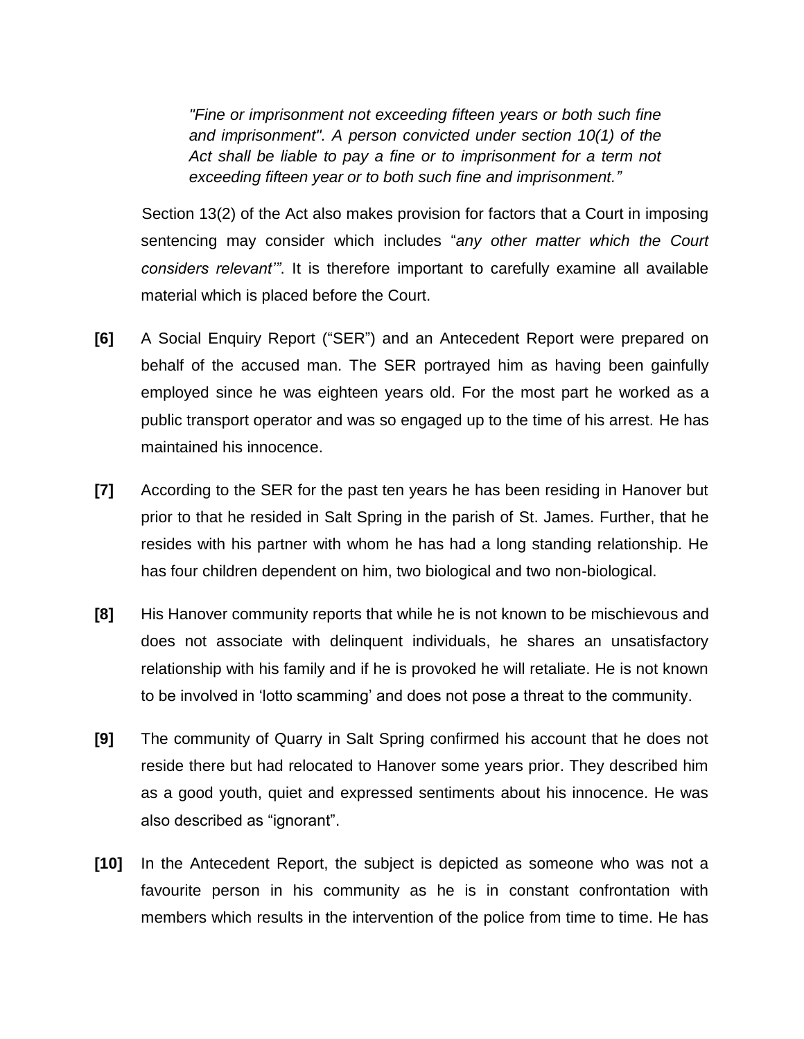> *"Fine or imprisonment not exceeding fifteen years or both such fine and imprisonment". A person convicted under section 10(1) of the Act shall be liable to pay a fine or to imprisonment for a term not exceeding fifteen year or to both such fine and imprisonment."*

Section 13(2) of the Act also makes provision for factors that a Court in imposing sentencing may consider which includes "*any other matter which the Court considers relevant'"*. It is therefore important to carefully examine all available material which is placed before the Court.

**[6]** A Social Enquiry Report ("SER") and an Antecedent Report were prepared on behalf of the accused man. The SER portrayed him as having been gainfully employed since he was eighteen years old. For the most part he worked as a public transport operator and was so engaged up to the time of his arrest. He has maintained his innocence.

**[7]** According to the SER for the past ten years he has been residing in Hanover but prior to that he resided in Salt Spring in the parish of St. James. Further, that he resides with his partner with whom he has had a long standing relationship. He has four children dependent on him, two biological and two non-biological.

**[8]** His Hanover community reports that while he is not known to be mischievous and does not associate with delinquent individuals, he shares an unsatisfactory relationship with his family and if he is provoked he will retaliate. He is not known to be involved in 'lotto scamming' and does not pose a threat to the community.

**[9]** The community of Quarry in Salt Spring confirmed his account that he does not reside there but had relocated to Hanover some years prior. They described him as a good youth, quiet and expressed sentiments about his innocence. He was also described as "ignorant".

**[10]** In the Antecedent Report, the subject is depicted as someone who was not a favourite person in his community as he is in constant confrontation with members which results in the intervention of the police from time to time. He has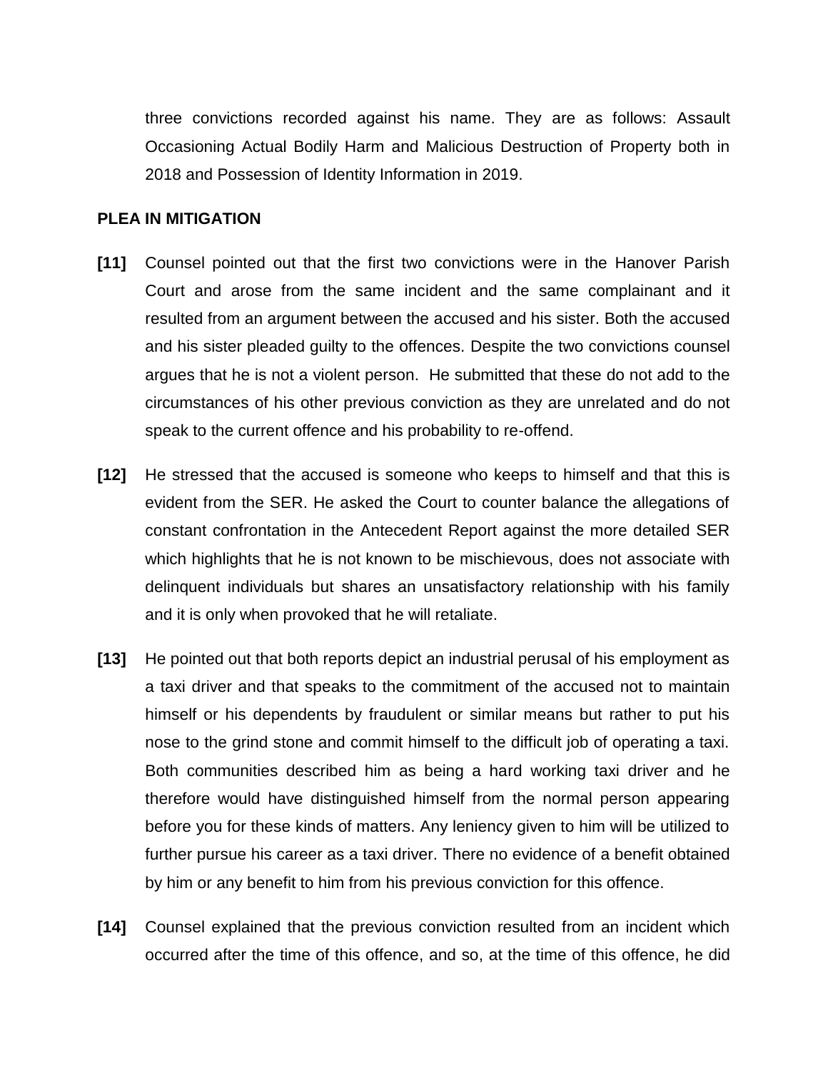three convictions recorded against his name. They are as follows: Assault Occasioning Actual Bodily Harm and Malicious Destruction of Property both in 2018 and Possession of Identity Information in 2019.

**PLEA IN MITIGATION**

**[11]** Counsel pointed out that the first two convictions were in the Hanover Parish Court and arose from the same incident and the same complainant and it resulted from an argument between the accused and his sister. Both the accused and his sister pleaded guilty to the offences. Despite the two convictions counsel argues that he is not a violent person. He submitted that these do not add to the circumstances of his other previous conviction as they are unrelated and do not speak to the current offence and his probability to re-offend.

**[12]** He stressed that the accused is someone who keeps to himself and that this is evident from the SER. He asked the Court to counter balance the allegations of constant confrontation in the Antecedent Report against the more detailed SER which highlights that he is not known to be mischievous, does not associate with delinquent individuals but shares an unsatisfactory relationship with his family and it is only when provoked that he will retaliate.

**[13]** He pointed out that both reports depict an industrial perusal of his employment as a taxi driver and that speaks to the commitment of the accused not to maintain himself or his dependents by fraudulent or similar means but rather to put his nose to the grind stone and commit himself to the difficult job of operating a taxi. Both communities described him as being a hard working taxi driver and he therefore would have distinguished himself from the normal person appearing before you for these kinds of matters. Any leniency given to him will be utilized to further pursue his career as a taxi driver. There no evidence of a benefit obtained by him or any benefit to him from his previous conviction for this offence.

**[14]** Counsel explained that the previous conviction resulted from an incident which occurred after the time of this offence, and so, at the time of this offence, he did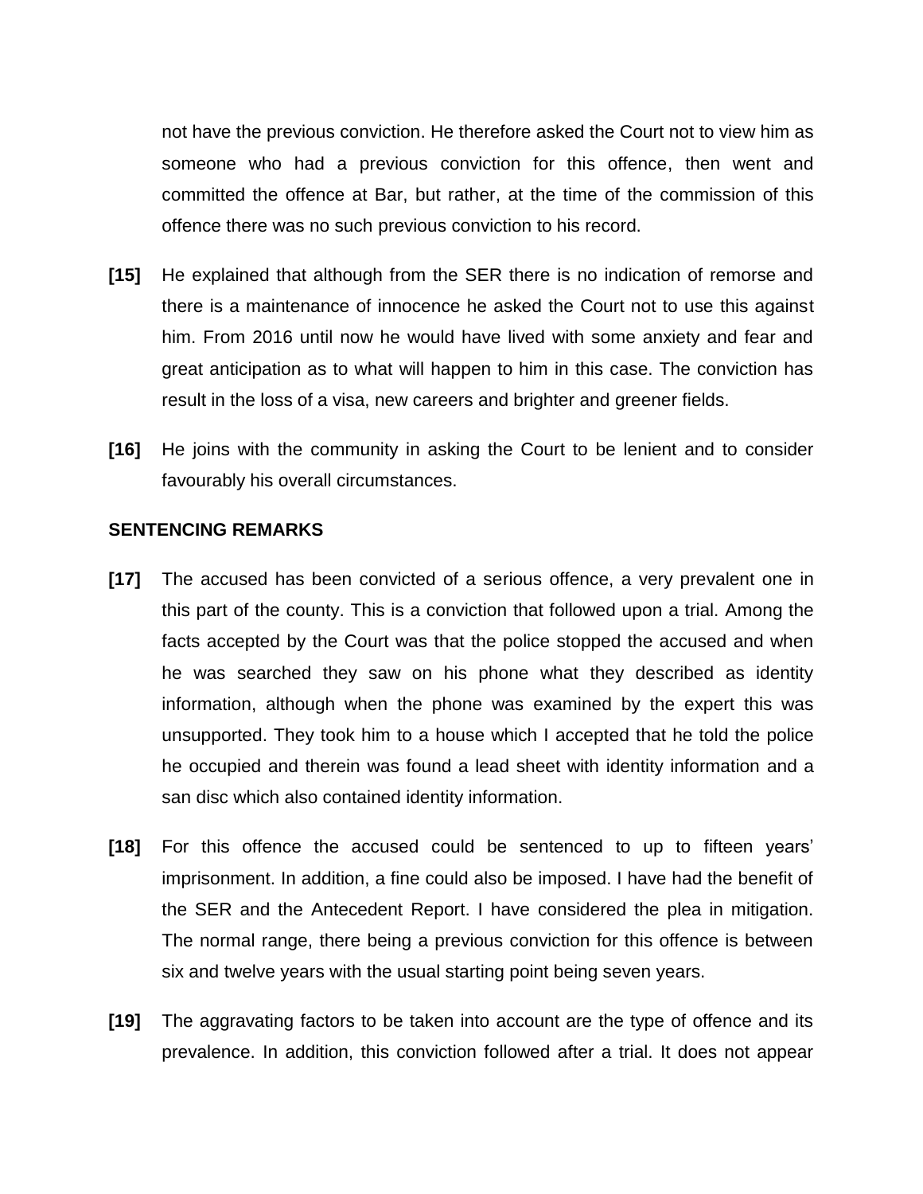not have the previous conviction. He therefore asked the Court not to view him as someone who had a previous conviction for this offence, then went and committed the offence at Bar, but rather, at the time of the commission of this offence there was no such previous conviction to his record.

**[15]** He explained that although from the SER there is no indication of remorse and there is a maintenance of innocence he asked the Court not to use this against him. From 2016 until now he would have lived with some anxiety and fear and great anticipation as to what will happen to him in this case. The conviction has result in the loss of a visa, new careers and brighter and greener fields.

**[16]** He joins with the community in asking the Court to be lenient and to consider favourably his overall circumstances.

## SENTENCING REMARKS

**[17]** The accused has been convicted of a serious offence, a very prevalent one in this part of the county. This is a conviction that followed upon a trial. Among the facts accepted by the Court was that the police stopped the accused and when he was searched they saw on his phone what they described as identity information, although when the phone was examined by the expert this was unsupported. They took him to a house which I accepted that he told the police he occupied and therein was found a lead sheet with identity information and a san disc which also contained identity information.

**[18]** For this offence the accused could be sentenced to up to fifteen years' imprisonment. In addition, a fine could also be imposed. I have had the benefit of the SER and the Antecedent Report. I have considered the plea in mitigation. The normal range, there being a previous conviction for this offence is between six and twelve years with the usual starting point being seven years.

**[19]** The aggravating factors to be taken into account are the type of offence and its prevalence. In addition, this conviction followed after a trial. It does not appear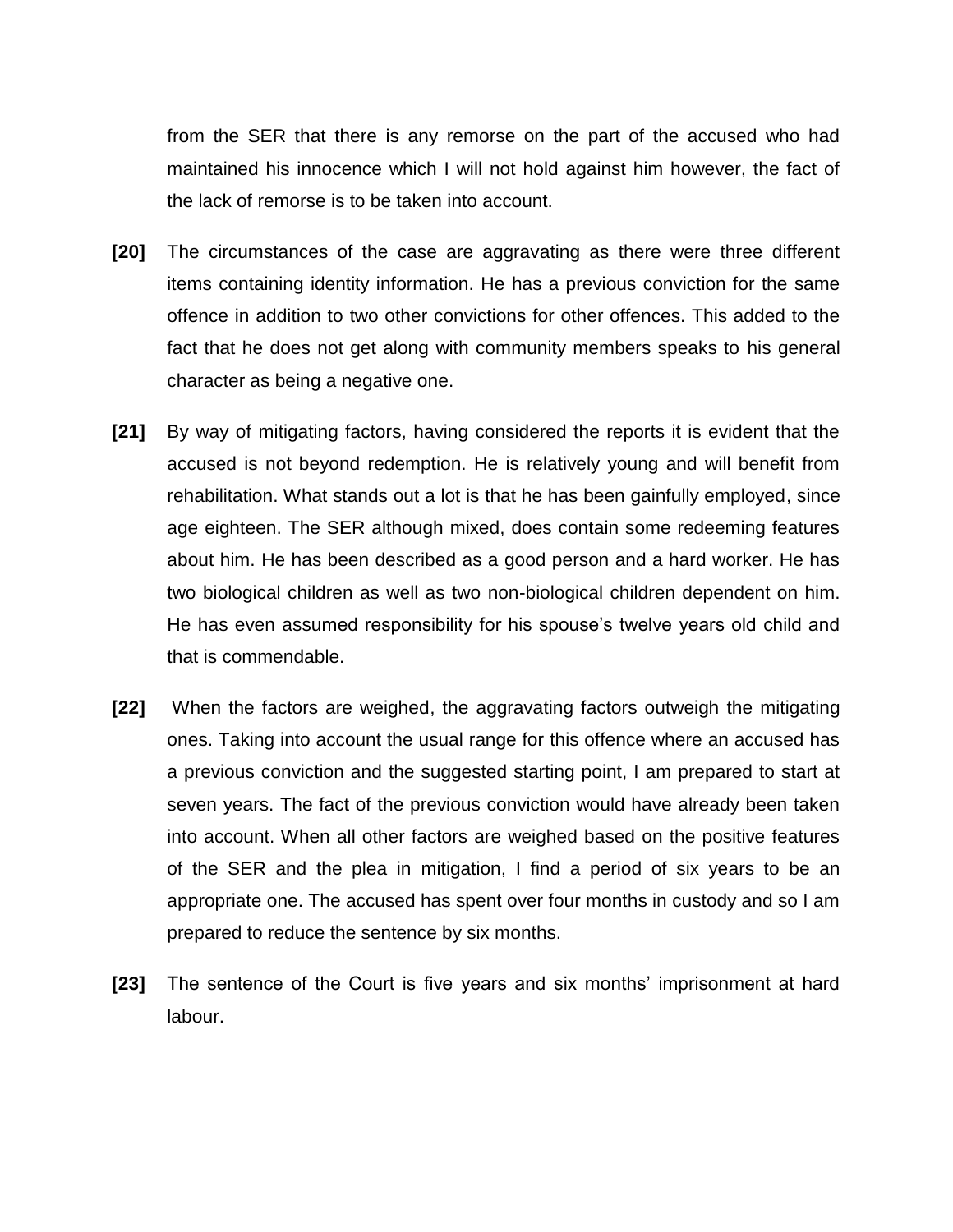from the SER that there is any remorse on the part of the accused who had maintained his innocence which I will not hold against him however, the fact of the lack of remorse is to be taken into account.

**[20]** The circumstances of the case are aggravating as there were three different items containing identity information. He has a previous conviction for the same offence in addition to two other convictions for other offences. This added to the fact that he does not get along with community members speaks to his general character as being a negative one.

**[21]** By way of mitigating factors, having considered the reports it is evident that the accused is not beyond redemption. He is relatively young and will benefit from rehabilitation. What stands out a lot is that he has been gainfully employed, since age eighteen. The SER although mixed, does contain some redeeming features about him. He has been described as a good person and a hard worker. He has two biological children as well as two non-biological children dependent on him. He has even assumed responsibility for his spouse's twelve years old child and that is commendable.

**[22]** When the factors are weighed, the aggravating factors outweigh the mitigating ones. Taking into account the usual range for this offence where an accused has a previous conviction and the suggested starting point, I am prepared to start at seven years. The fact of the previous conviction would have already been taken into account. When all other factors are weighed based on the positive features of the SER and the plea in mitigation, I find a period of six years to be an appropriate one. The accused has spent over four months in custody and so I am prepared to reduce the sentence by six months.

**[23]** The sentence of the Court is five years and six months' imprisonment at hard labour.